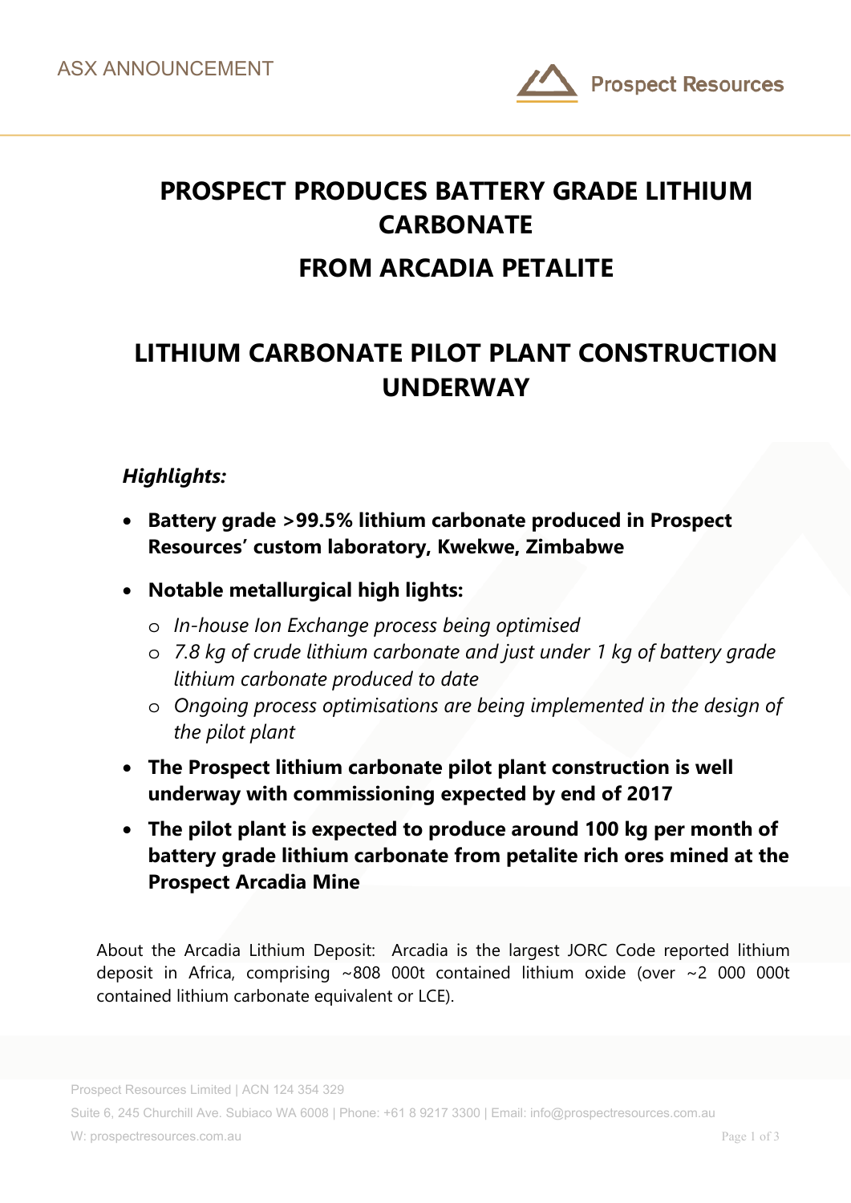ASX ANNOUNCEMENT

# PROSPECT PRODUCES BATTERY GRADE LITHIUM CARBONATE

# FROM ARCADIA PETALITE

# LITHIUM CARBONATE PILOT PLANT CONSTRUCTION UNDERWAY

***Highlights:***

- **Battery grade >99.5% lithium carbonate produced in Prospect Resources' custom laboratory, Kwekwe, Zimbabwe**
- **Notable metallurgical high lights:**
  - *In-house Ion Exchange process being optimised*
  - *7.8 kg of crude lithium carbonate and just under 1 kg of battery grade lithium carbonate produced to date*
  - *Ongoing process optimisations are being implemented in the design of the pilot plant*
- **The Prospect lithium carbonate pilot plant construction is well underway with commissioning expected by end of 2017**
- **The pilot plant is expected to produce around 100 kg per month of battery grade lithium carbonate from petalite rich ores mined at the Prospect Arcadia Mine**

About the Arcadia Lithium Deposit: Arcadia is the largest JORC Code reported lithium deposit in Africa, comprising ~808 000t contained lithium oxide (over ~2 000 000t contained lithium carbonate equivalent or LCE).

Prospect Resources Limited | ACN 124 354 329

Suite 6, 245 Churchill Ave. Subiaco WA 6008 | Phone: +61 8 9217 3300 | Email: info@prospectresources.com.au

W: prospectresources.com.au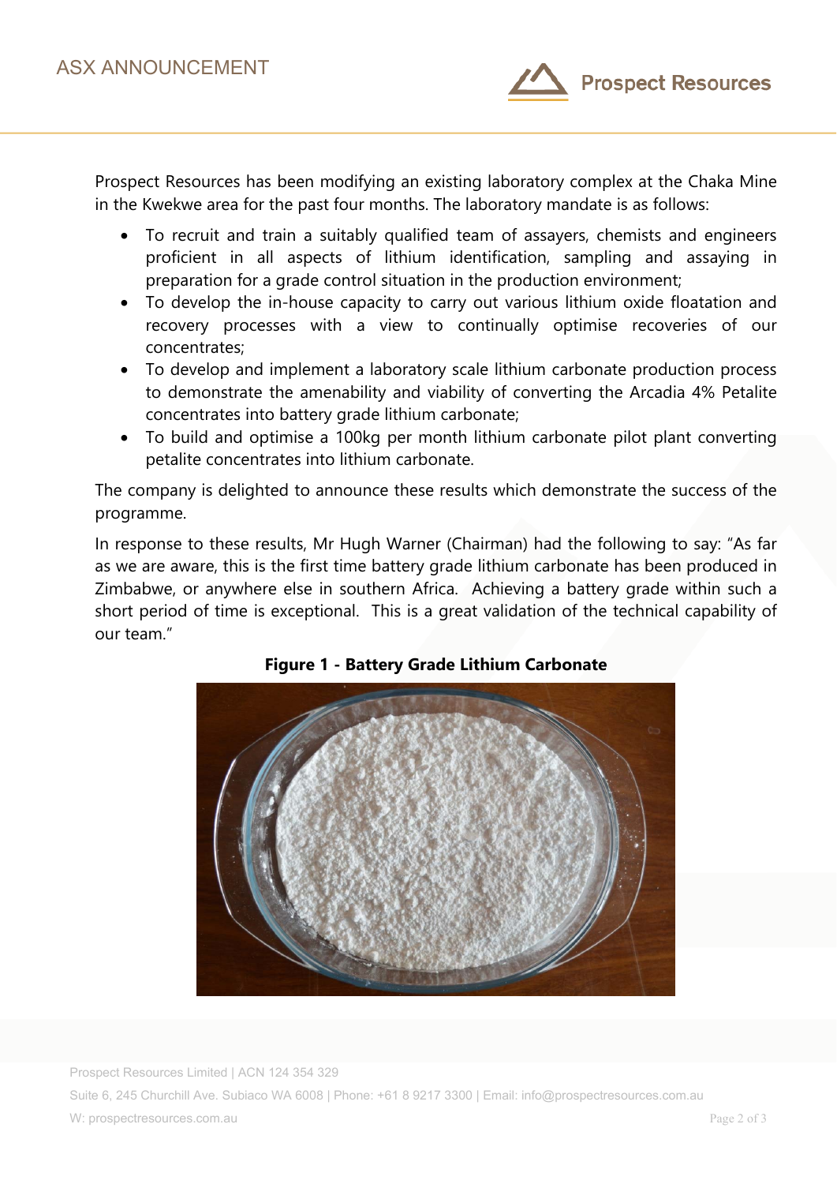Prospect Resources has been modifying an existing laboratory complex at the Chaka Mine in the Kwekwe area for the past four months. The laboratory mandate is as follows:

- To recruit and train a suitably qualified team of assayers, chemists and engineers proficient in all aspects of lithium identification, sampling and assaying in preparation for a grade control situation in the production environment;
- To develop the in-house capacity to carry out various lithium oxide floatation and recovery processes with a view to continually optimise recoveries of our concentrates;
- To develop and implement a laboratory scale lithium carbonate production process to demonstrate the amenability and viability of converting the Arcadia 4% Petalite concentrates into battery grade lithium carbonate;
- To build and optimise a 100kg per month lithium carbonate pilot plant converting petalite concentrates into lithium carbonate.

The company is delighted to announce these results which demonstrate the success of the programme.

In response to these results, Mr Hugh Warner (Chairman) had the following to say: "As far as we are aware, this is the first time battery grade lithium carbonate has been produced in Zimbabwe, or anywhere else in southern Africa. Achieving a battery grade within such a short period of time is exceptional. This is a great validation of the technical capability of our team."

**Figure 1 - Battery Grade Lithium Carbonate**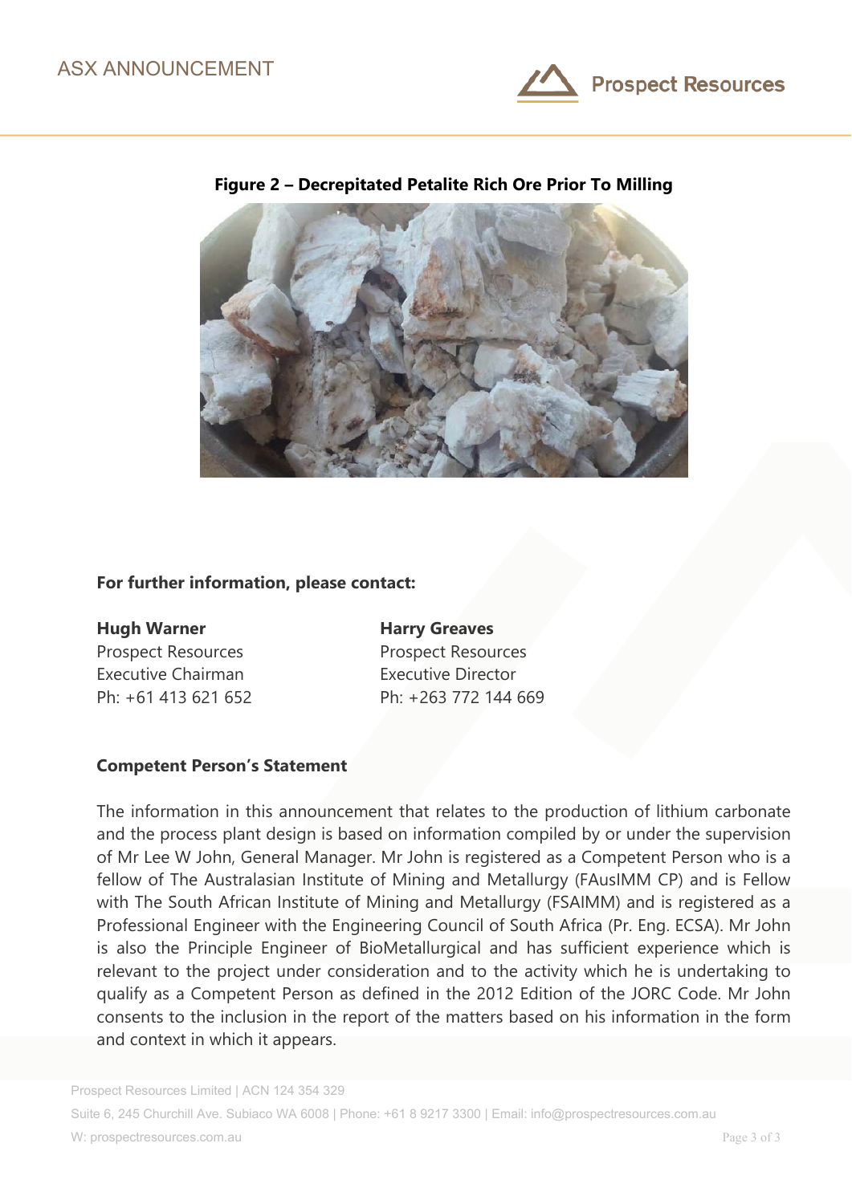**Figure 2 – Decrepitated Petalite Rich Ore Prior To Milling**

**For further information, please contact:**

**Hugh Warner**
Prospect Resources
Executive Chairman
Ph: +61 413 621 652

**Harry Greaves**
Prospect Resources
Executive Director
Ph: +263 772 144 669

**Competent Person's Statement**

The information in this announcement that relates to the production of lithium carbonate and the process plant design is based on information compiled by or under the supervision of Mr Lee W John, General Manager. Mr John is registered as a Competent Person who is a fellow of The Australasian Institute of Mining and Metallurgy (FAusIMM CP) and is Fellow with The South African Institute of Mining and Metallurgy (FSAIMM) and is registered as a Professional Engineer with the Engineering Council of South Africa (Pr. Eng. ECSA). Mr John is also the Principle Engineer of BioMetallurgical and has sufficient experience which is relevant to the project under consideration and to the activity which he is undertaking to qualify as a Competent Person as defined in the 2012 Edition of the JORC Code. Mr John consents to the inclusion in the report of the matters based on his information in the form and context in which it appears.